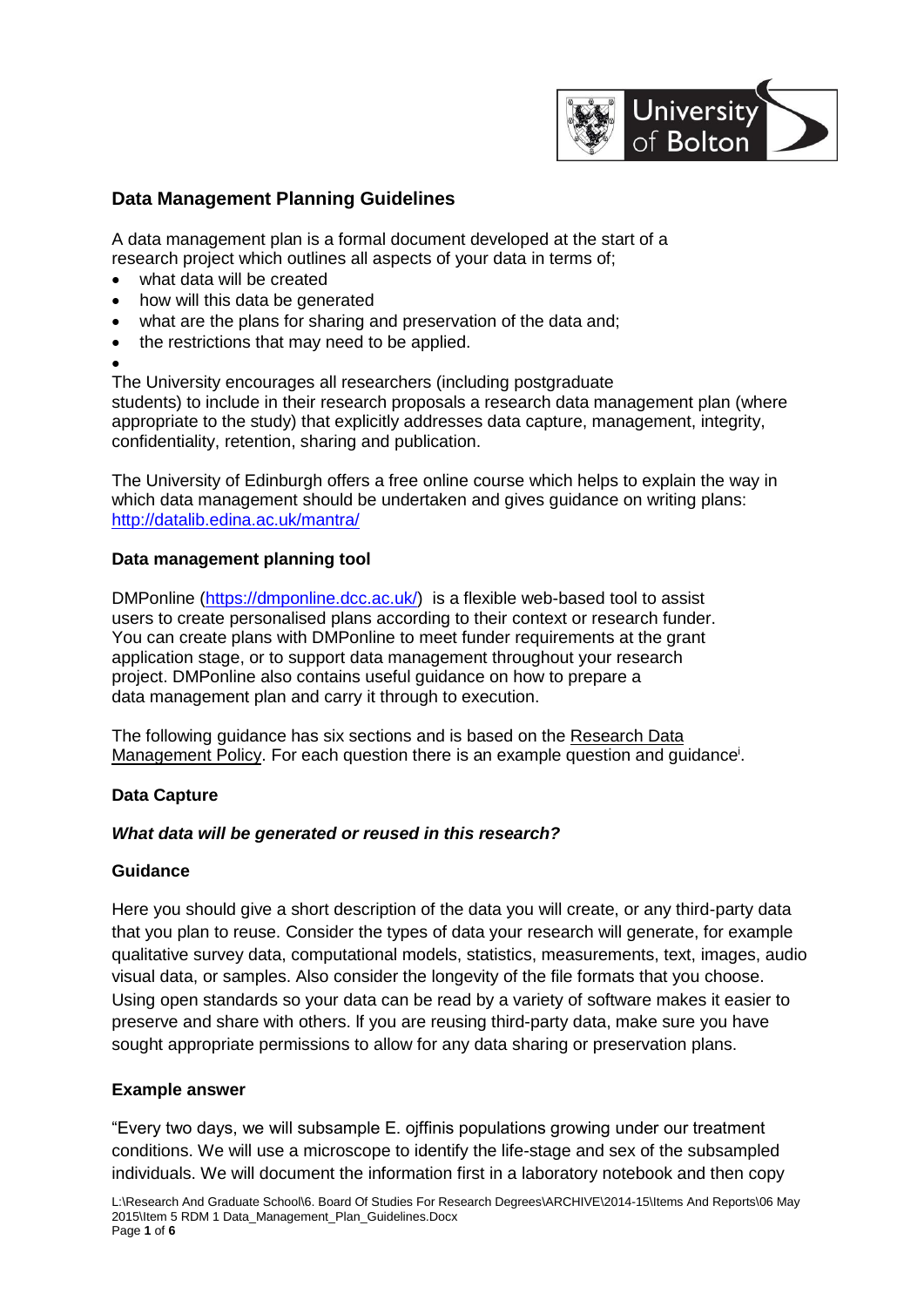## Data Management Planning Guidelines

A data management plan is a formal document developed at the start of a research project which outlines all aspects of your data in terms of;

- what data will be created
- how will this data be generated
- what are the plans for sharing and preservation of the data and;
- the restrictions that may need to be applied.

The University encourages all researchers (including postgraduate students) to include in their research proposals a research data management plan (where appropriate to the study) that explicitly addresses data capture, management, integrity, confidentiality, retention, sharing and publication.

The University of Edinburgh offers a free online course which helps to explain the way in which data management should be undertaken and gives guidance on writing plans: http://datalib.edina.ac.uk/mantra/

### Data management planning tool

DMPonline (https://dmponline.dcc.ac.uk/) is a flexible web-based tool to assist users to create personalised plans according to their context or research funder. You can create plans with DMPonline to meet funder requirements at the grant application stage, or to support data management throughout your research project. DMPonline also contains useful guidance on how to prepare a data management plan and carry it through to execution.

The following guidance has six sections and is based on the Research Data Management Policy. For each question there is an example question and guidance[i].

### Data Capture

***What data will be generated or reused in this research?***

**Guidance**

Here you should give a short description of the data you will create, or any third-party data that you plan to reuse. Consider the types of data your research will generate, for example qualitative survey data, computational models, statistics, measurements, text, images, audio visual data, or samples. Also consider the longevity of the file formats that you choose. Using open standards so your data can be read by a variety of software makes it easier to preserve and share with others. If you are reusing third-party data, make sure you have sought appropriate permissions to allow for any data sharing or preservation plans.

**Example answer**

"Every two days, we will subsample E. ojffinis populations growing under our treatment conditions. We will use a microscope to identify the life-stage and sex of the subsampled individuals. We will document the information first in a laboratory notebook and then copy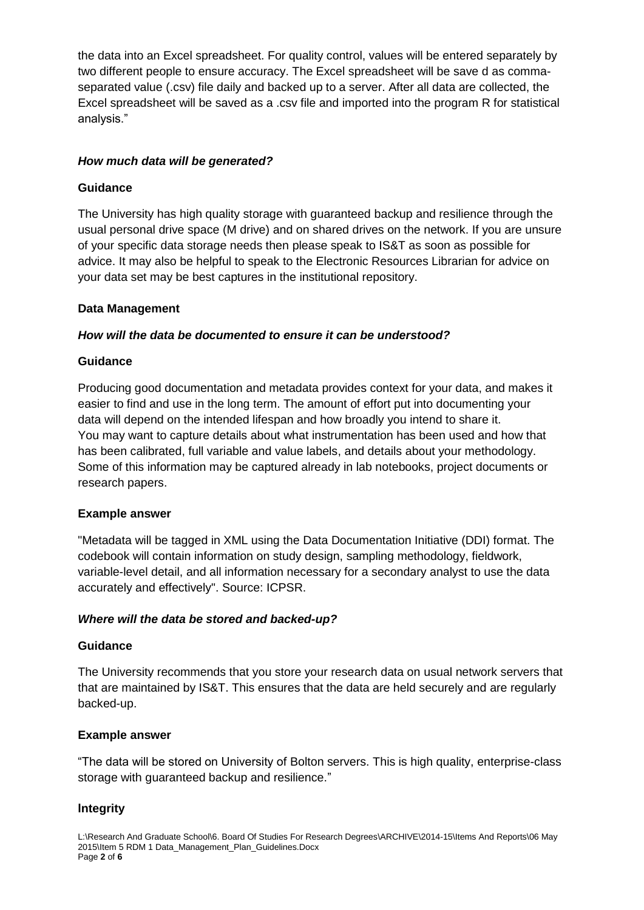the data into an Excel spreadsheet. For quality control, values will be entered separately by two different people to ensure accuracy. The Excel spreadsheet will be save d as comma-separated value (.csv) file daily and backed up to a server. After all data are collected, the Excel spreadsheet will be saved as a .csv file and imported into the program R for statistical analysis."

***How much data will be generated?***

**Guidance**

The University has high quality storage with guaranteed backup and resilience through the usual personal drive space (M drive) and on shared drives on the network. If you are unsure of your specific data storage needs then please speak to IS&T as soon as possible for advice. It may also be helpful to speak to the Electronic Resources Librarian for advice on your data set may be best captures in the institutional repository.

**Data Management**

***How will the data be documented to ensure it can be understood?***

**Guidance**

Producing good documentation and metadata provides context for your data, and makes it easier to find and use in the long term. The amount of effort put into documenting your data will depend on the intended lifespan and how broadly you intend to share it.
You may want to capture details about what instrumentation has been used and how that has been calibrated, full variable and value labels, and details about your methodology. Some of this information may be captured already in lab notebooks, project documents or research papers.

**Example answer**

"Metadata will be tagged in XML using the Data Documentation Initiative (DDI) format. The codebook will contain information on study design, sampling methodology, fieldwork, variable-level detail, and all information necessary for a secondary analyst to use the data accurately and effectively". Source: ICPSR.

***Where will the data be stored and backed-up?***

**Guidance**

The University recommends that you store your research data on usual network servers that that are maintained by IS&T. This ensures that the data are held securely and are regularly backed-up.

**Example answer**

"The data will be stored on University of Bolton servers. This is high quality, enterprise-class storage with guaranteed backup and resilience."

**Integrity**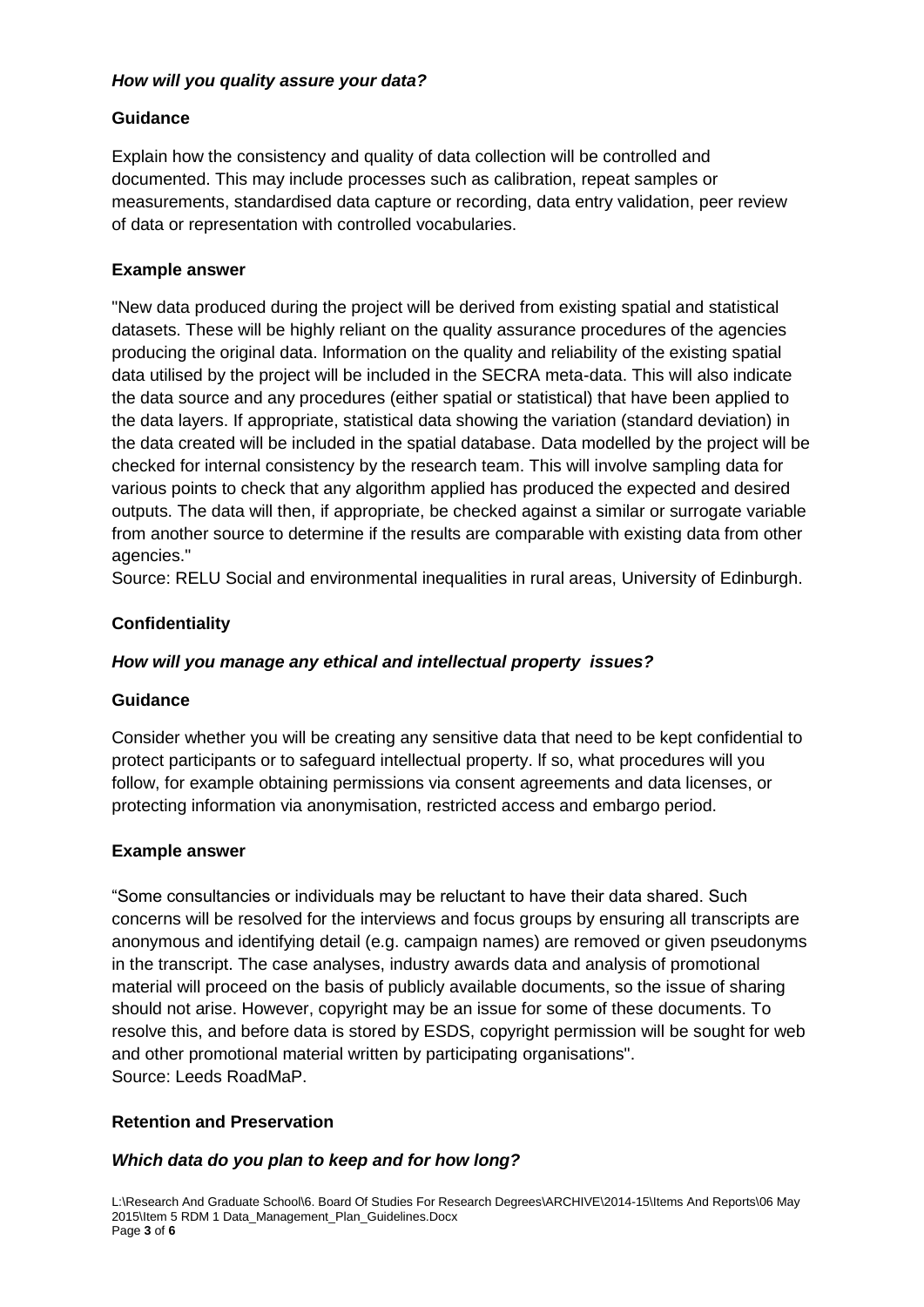### *How will you quality assure your data?*

**Guidance**

Explain how the consistency and quality of data collection will be controlled and documented. This may include processes such as calibration, repeat samples or measurements, standardised data capture or recording, data entry validation, peer review of data or representation with controlled vocabularies.

**Example answer**

"New data produced during the project will be derived from existing spatial and statistical datasets. These will be highly reliant on the quality assurance procedures of the agencies producing the original data. Information on the quality and reliability of the existing spatial data utilised by the project will be included in the SECRA meta-data. This will also indicate the data source and any procedures (either spatial or statistical) that have been applied to the data layers. If appropriate, statistical data showing the variation (standard deviation) in the data created will be included in the spatial database. Data modelled by the project will be checked for internal consistency by the research team. This will involve sampling data for various points to check that any algorithm applied has produced the expected and desired outputs. The data will then, if appropriate, be checked against a similar or surrogate variable from another source to determine if the results are comparable with existing data from other agencies."
Source: RELU Social and environmental inequalities in rural areas, University of Edinburgh.

## Confidentiality

### *How will you manage any ethical and intellectual property issues?*

**Guidance**

Consider whether you will be creating any sensitive data that need to be kept confidential to protect participants or to safeguard intellectual property. If so, what procedures will you follow, for example obtaining permissions via consent agreements and data licenses, or protecting information via anonymisation, restricted access and embargo period.

**Example answer**

"Some consultancies or individuals may be reluctant to have their data shared. Such concerns will be resolved for the interviews and focus groups by ensuring all transcripts are anonymous and identifying detail (e.g. campaign names) are removed or given pseudonyms in the transcript. The case analyses, industry awards data and analysis of promotional material will proceed on the basis of publicly available documents, so the issue of sharing should not arise. However, copyright may be an issue for some of these documents. To resolve this, and before data is stored by ESDS, copyright permission will be sought for web and other promotional material written by participating organisations".
Source: Leeds RoadMaP.

## Retention and Preservation

### *Which data do you plan to keep and for how long?*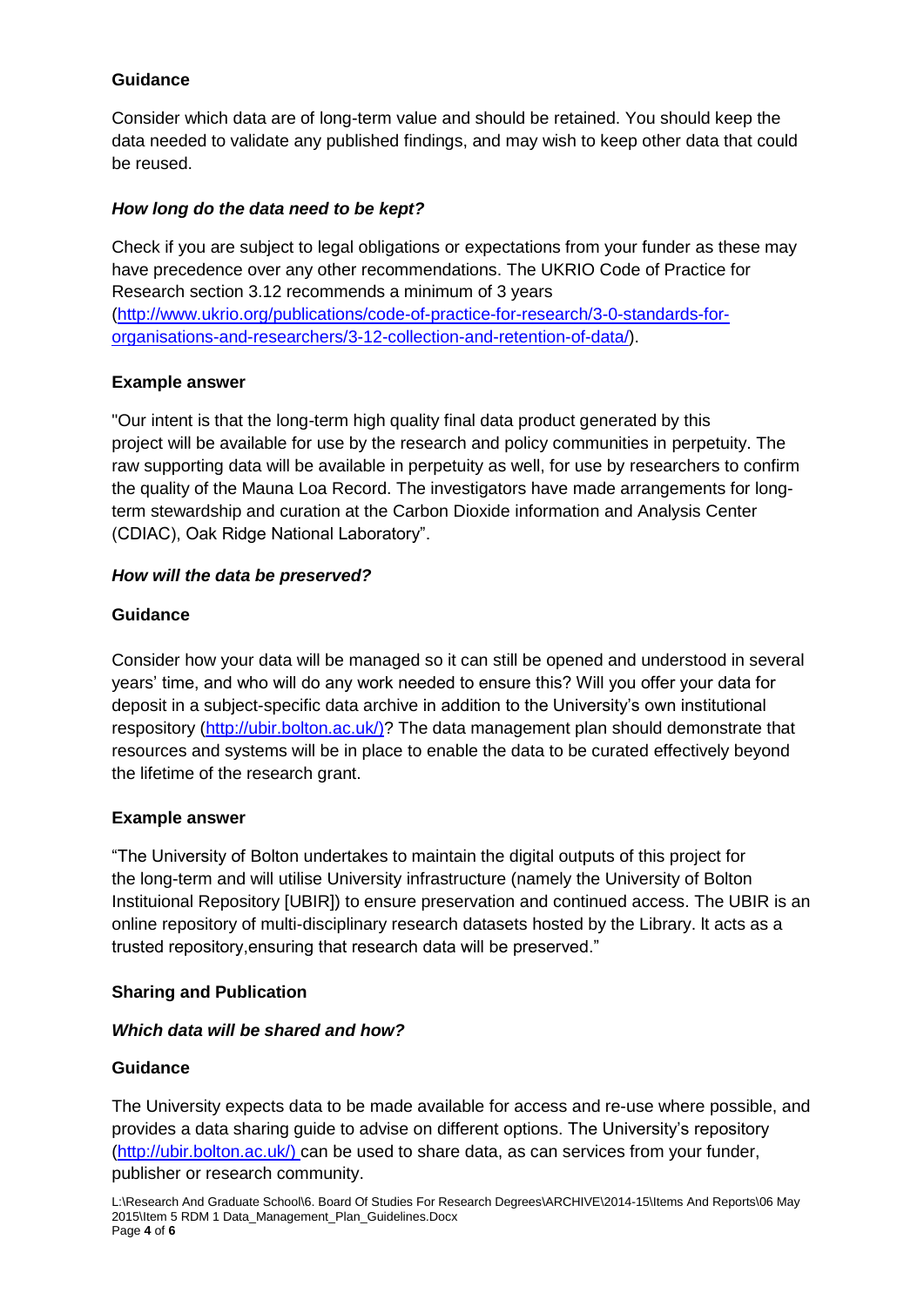**Guidance**

Consider which data are of long-term value and should be retained. You should keep the data needed to validate any published findings, and may wish to keep other data that could be reused.

***How long do the data need to be kept?***

Check if you are subject to legal obligations or expectations from your funder as these may have precedence over any other recommendations. The UKRIO Code of Practice for Research section 3.12 recommends a minimum of 3 years (http://www.ukrio.org/publications/code-of-practice-for-research/3-0-standards-for-organisations-and-researchers/3-12-collection-and-retention-of-data/).

**Example answer**

"Our intent is that the long-term high quality final data product generated by this project will be available for use by the research and policy communities in perpetuity. The raw supporting data will be available in perpetuity as well, for use by researchers to confirm the quality of the Mauna Loa Record. The investigators have made arrangements for long-term stewardship and curation at the Carbon Dioxide information and Analysis Center (CDIAC), Oak Ridge National Laboratory".

***How will the data be preserved?***

**Guidance**

Consider how your data will be managed so it can still be opened and understood in several years' time, and who will do any work needed to ensure this? Will you offer your data for deposit in a subject-specific data archive in addition to the University's own institutional respository (http://ubir.bolton.ac.uk/)? The data management plan should demonstrate that resources and systems will be in place to enable the data to be curated effectively beyond the lifetime of the research grant.

**Example answer**

"The University of Bolton undertakes to maintain the digital outputs of this project for the long-term and will utilise University infrastructure (namely the University of Bolton Instituional Repository [UBIR]) to ensure preservation and continued access. The UBIR is an online repository of multi-disciplinary research datasets hosted by the Library. It acts as a trusted repository,ensuring that research data will be preserved."

**Sharing and Publication**

***Which data will be shared and how?***

**Guidance**

The University expects data to be made available for access and re-use where possible, and provides a data sharing guide to advise on different options. The University's repository (http://ubir.bolton.ac.uk/) can be used to share data, as can services from your funder, publisher or research community.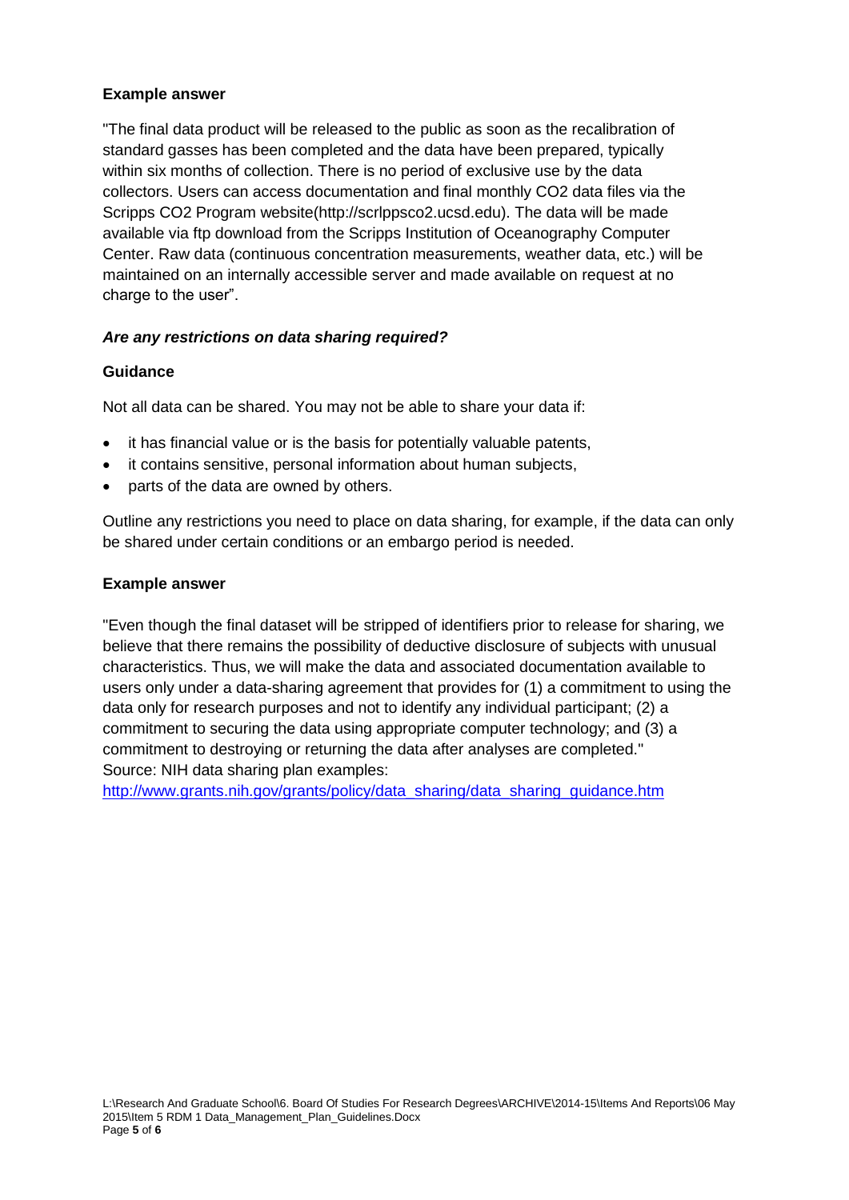**Example answer**

"The final data product will be released to the public as soon as the recalibration of standard gasses has been completed and the data have been prepared, typically within six months of collection. There is no period of exclusive use by the data collectors. Users can access documentation and final monthly CO2 data files via the Scripps CO2 Program website(http://scrlppsco2.ucsd.edu). The data will be made available via ftp download from the Scripps Institution of Oceanography Computer Center. Raw data (continuous concentration measurements, weather data, etc.) will be maintained on an internally accessible server and made available on request at no charge to the user".

***Are any restrictions on data sharing required?***

**Guidance**

Not all data can be shared. You may not be able to share your data if:

- it has financial value or is the basis for potentially valuable patents,
- it contains sensitive, personal information about human subjects,
- parts of the data are owned by others.

Outline any restrictions you need to place on data sharing, for example, if the data can only be shared under certain conditions or an embargo period is needed.

**Example answer**

"Even though the final dataset will be stripped of identifiers prior to release for sharing, we believe that there remains the possibility of deductive disclosure of subjects with unusual characteristics. Thus, we will make the data and associated documentation available to users only under a data-sharing agreement that provides for (1) a commitment to using the data only for research purposes and not to identify any individual participant; (2) a commitment to securing the data using appropriate computer technology; and (3) a commitment to destroying or returning the data after analyses are completed."
Source: NIH data sharing plan examples:
[http://www.grants.nih.gov/grants/policy/data_sharing/data_sharing_guidance.htm](http://www.grants.nih.gov/grants/policy/data_sharing/data_sharing_guidance.htm)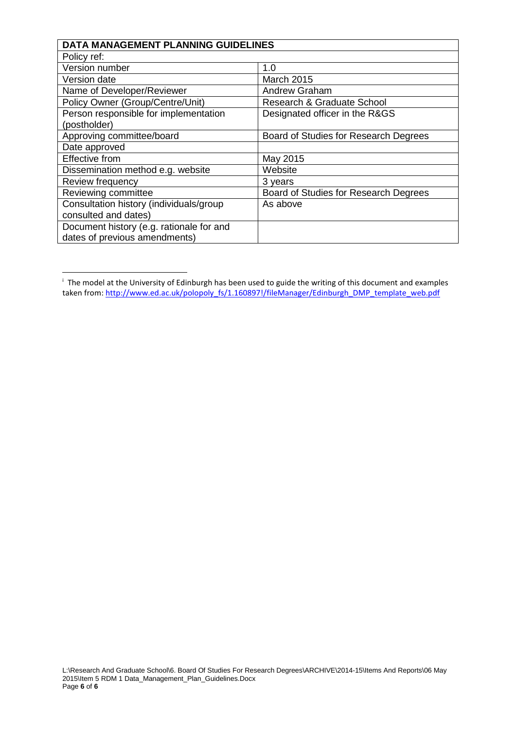| DATA MANAGEMENT PLANNING GUIDELINES | |
|---|---|
| Policy ref: | |
| Version number | 1.0 |
| Version date | March 2015 |
| Name of Developer/Reviewer | Andrew Graham |
| Policy Owner (Group/Centre/Unit) | Research & Graduate School |
| Person responsible for implementation (postholder) | Designated officer in the R&GS |
| Approving committee/board | Board of Studies for Research Degrees |
| Date approved | |
| Effective from | May 2015 |
| Dissemination method e.g. website | Website |
| Review frequency | 3 years |
| Reviewing committee | Board of Studies for Research Degrees |
| Consultation history (individuals/group consulted and dates) | As above |
| Document history (e.g. rationale for and dates of previous amendments) | |

---

[i] The model at the University of Edinburgh has been used to guide the writing of this document and examples taken from: http://www.ed.ac.uk/polopoly_fs/1.160897!/fileManager/Edinburgh_DMP_template_web.pdf

L:\Research And Graduate School\6. Board Of Studies For Research Degrees\ARCHIVE\2014-15\Items And Reports\06 May 2015\Item 5 RDM 1 Data_Management_Plan_Guidelines.Docx